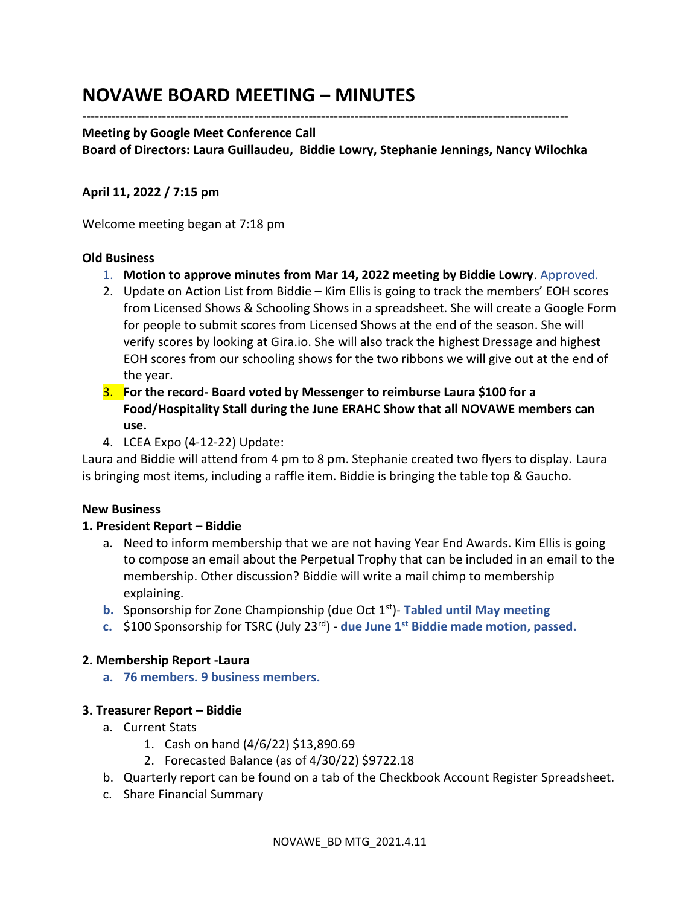# NOVAWE BOARD MEETING – MINUTES

----------------------------------------------------------------------------------------------------------------

**Meeting by Google Meet Conference Call**
**Board of Directors: Laura Guillaudeu, Biddie Lowry, Stephanie Jennings, Nancy Wilochka**

**April 11, 2022 / 7:15 pm**

Welcome meeting began at 7:18 pm

**Old Business**

1. **Motion to approve minutes from Mar 14, 2022 meeting by Biddie Lowry**. Approved.
2. Update on Action List from Biddie – Kim Ellis is going to track the members' EOH scores from Licensed Shows & Schooling Shows in a spreadsheet. She will create a Google Form for people to submit scores from Licensed Shows at the end of the season. She will verify scores by looking at Gira.io. She will also track the highest Dressage and highest EOH scores from our schooling shows for the two ribbons we will give out at the end of the year.
3. **For the record- Board voted by Messenger to reimburse Laura $100 for a Food/Hospitality Stall during the June ERAHC Show that all NOVAWE members can use.**
4. LCEA Expo (4-12-22) Update:

Laura and Biddie will attend from 4 pm to 8 pm. Stephanie created two flyers to display. Laura is bringing most items, including a raffle item. Biddie is bringing the table top & Gaucho.

**New Business**

**1. President Report – Biddie**

a. Need to inform membership that we are not having Year End Awards. Kim Ellis is going to compose an email about the Perpetual Trophy that can be included in an email to the membership. Other discussion? Biddie will write a mail chimp to membership explaining.
b. Sponsorship for Zone Championship (due Oct 1st)- **Tabled until May meeting**
c. $100 Sponsorship for TSRC (July 23rd) - **due June 1st Biddie made motion, passed.**

**2. Membership Report -Laura**

a. **76 members. 9 business members.**

**3. Treasurer Report – Biddie**

a. Current Stats
   1. Cash on hand (4/6/22) $13,890.69
   2. Forecasted Balance (as of 4/30/22) $9722.18
b. Quarterly report can be found on a tab of the Checkbook Account Register Spreadsheet.
c. Share Financial Summary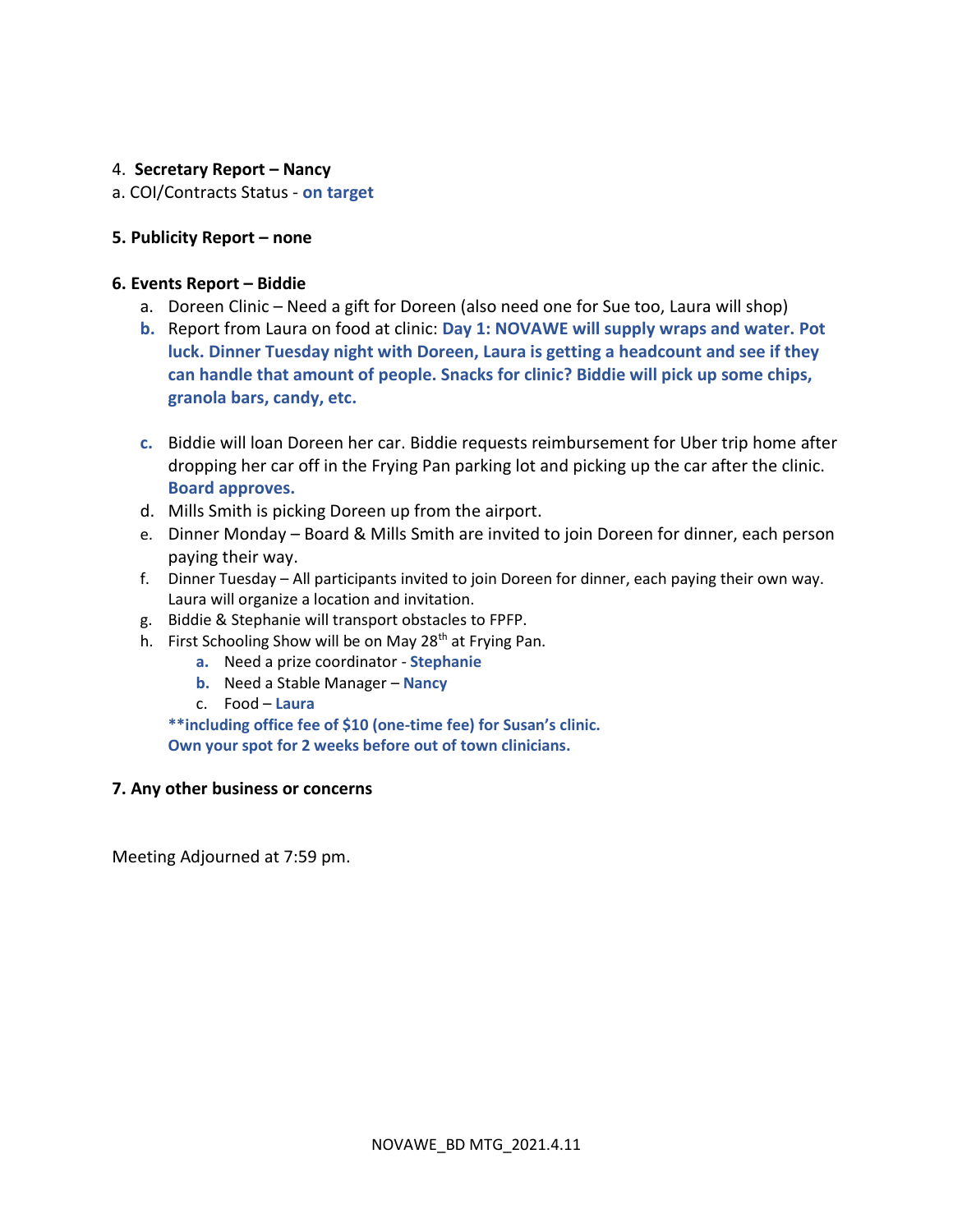4. **Secretary Report – Nancy**

a. COI/Contracts Status - **on target**

**5. Publicity Report – none**

**6. Events Report – Biddie**

a. Doreen Clinic – Need a gift for Doreen (also need one for Sue too, Laura will shop)

b. Report from Laura on food at clinic: **Day 1: NOVAWE will supply wraps and water. Pot luck. Dinner Tuesday night with Doreen, Laura is getting a headcount and see if they can handle that amount of people. Snacks for clinic? Biddie will pick up some chips, granola bars, candy, etc.**

c. Biddie will loan Doreen her car. Biddie requests reimbursement for Uber trip home after dropping her car off in the Frying Pan parking lot and picking up the car after the clinic. **Board approves.**

d. Mills Smith is picking Doreen up from the airport.

e. Dinner Monday – Board & Mills Smith are invited to join Doreen for dinner, each person paying their way.

f. Dinner Tuesday – All participants invited to join Doreen for dinner, each paying their own way. Laura will organize a location and invitation.

g. Biddie & Stephanie will transport obstacles to FPFP.

h. First Schooling Show will be on May 28th at Frying Pan.

   a. Need a prize coordinator - **Stephanie**

   b. Need a Stable Manager – **Nancy**

   c. Food – **Laura**

**\*\*including office fee of $10 (one-time fee) for Susan's clinic.**
**Own your spot for 2 weeks before out of town clinicians.**

**7. Any other business or concerns**

Meeting Adjourned at 7:59 pm.